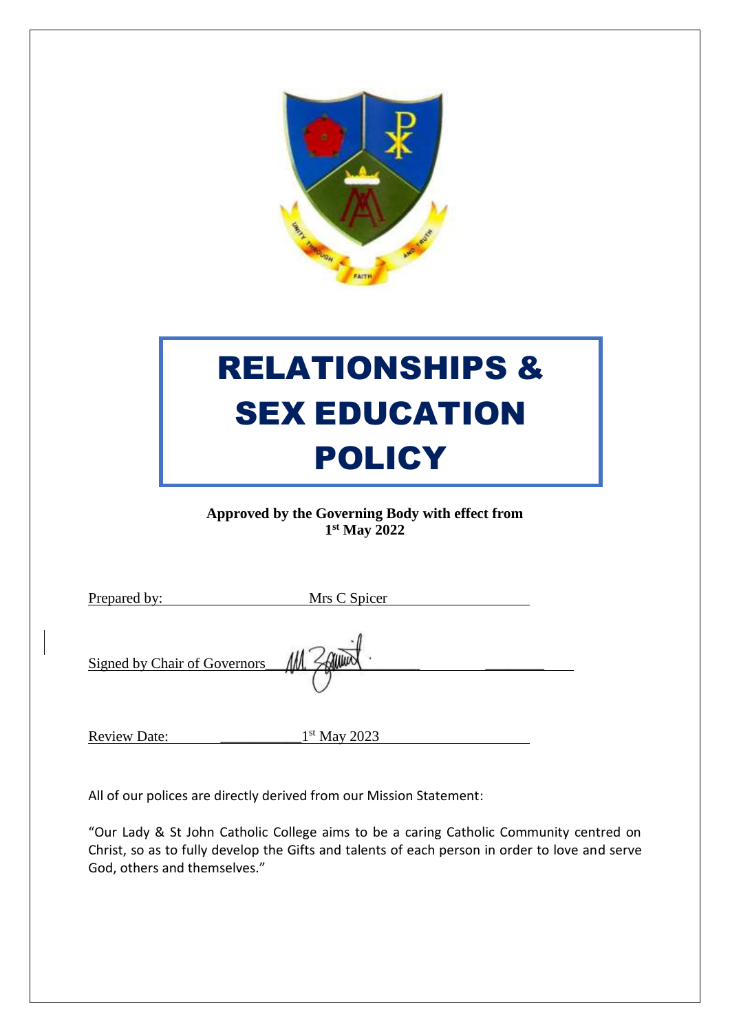# RELATIONSHIPS & SEX EDUCATION POLICY

**Approved by the Governing Body with effect from 1st May 2022**

Prepared by: Mrs C Spicer

Signed by Chair of Governors

Review Date: 1st May 2023

All of our polices are directly derived from our Mission Statement:

"Our Lady & St John Catholic College aims to be a caring Catholic Community centred on Christ, so as to fully develop the Gifts and talents of each person in order to love and serve God, others and themselves."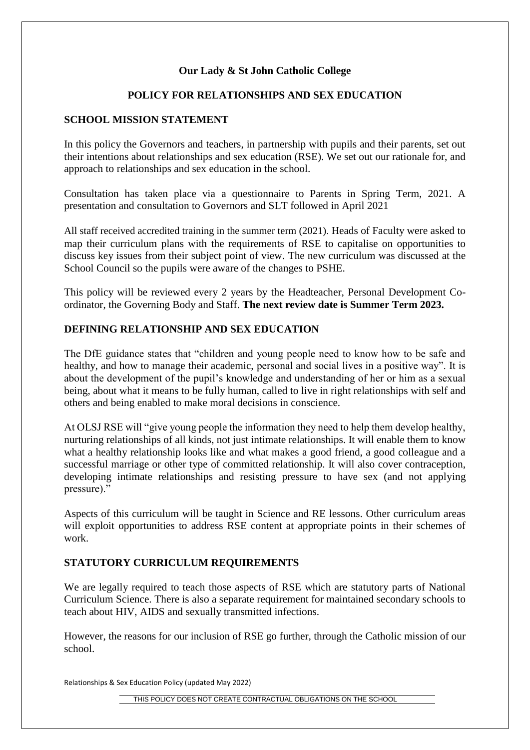**Our Lady & St John Catholic College**

**POLICY FOR RELATIONSHIPS AND SEX EDUCATION**

## SCHOOL MISSION STATEMENT

In this policy the Governors and teachers, in partnership with pupils and their parents, set out their intentions about relationships and sex education (RSE). We set out our rationale for, and approach to relationships and sex education in the school.

Consultation has taken place via a questionnaire to Parents in Spring Term, 2021. A presentation and consultation to Governors and SLT followed in April 2021

All staff received accredited training in the summer term (2021). Heads of Faculty were asked to map their curriculum plans with the requirements of RSE to capitalise on opportunities to discuss key issues from their subject point of view. The new curriculum was discussed at the School Council so the pupils were aware of the changes to PSHE.

This policy will be reviewed every 2 years by the Headteacher, Personal Development Co-ordinator, the Governing Body and Staff. **The next review date is Summer Term 2023.**

## DEFINING RELATIONSHIP AND SEX EDUCATION

The DfE guidance states that "children and young people need to know how to be safe and healthy, and how to manage their academic, personal and social lives in a positive way". It is about the development of the pupil's knowledge and understanding of her or him as a sexual being, about what it means to be fully human, called to live in right relationships with self and others and being enabled to make moral decisions in conscience.

At OLSJ RSE will "give young people the information they need to help them develop healthy, nurturing relationships of all kinds, not just intimate relationships. It will enable them to know what a healthy relationship looks like and what makes a good friend, a good colleague and a successful marriage or other type of committed relationship. It will also cover contraception, developing intimate relationships and resisting pressure to have sex (and not applying pressure)."

Aspects of this curriculum will be taught in Science and RE lessons. Other curriculum areas will exploit opportunities to address RSE content at appropriate points in their schemes of work.

## STATUTORY CURRICULUM REQUIREMENTS

We are legally required to teach those aspects of RSE which are statutory parts of National Curriculum Science. There is also a separate requirement for maintained secondary schools to teach about HIV, AIDS and sexually transmitted infections.

However, the reasons for our inclusion of RSE go further, through the Catholic mission of our school.

Relationships & Sex Education Policy (updated May 2022)

THIS POLICY DOES NOT CREATE CONTRACTUAL OBLIGATIONS ON THE SCHOOL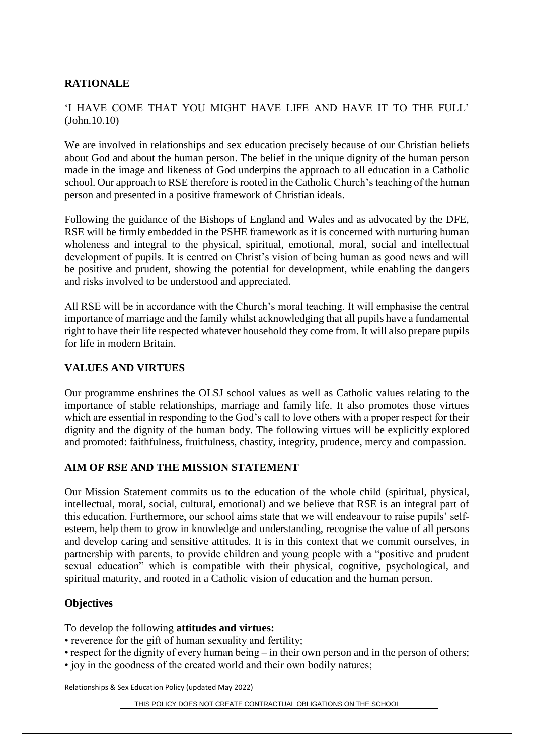## RATIONALE

'I HAVE COME THAT YOU MIGHT HAVE LIFE AND HAVE IT TO THE FULL' (John.10.10)

We are involved in relationships and sex education precisely because of our Christian beliefs about God and about the human person. The belief in the unique dignity of the human person made in the image and likeness of God underpins the approach to all education in a Catholic school. Our approach to RSE therefore is rooted in the Catholic Church's teaching of the human person and presented in a positive framework of Christian ideals.

Following the guidance of the Bishops of England and Wales and as advocated by the DFE, RSE will be firmly embedded in the PSHE framework as it is concerned with nurturing human wholeness and integral to the physical, spiritual, emotional, moral, social and intellectual development of pupils. It is centred on Christ's vision of being human as good news and will be positive and prudent, showing the potential for development, while enabling the dangers and risks involved to be understood and appreciated.

All RSE will be in accordance with the Church's moral teaching. It will emphasise the central importance of marriage and the family whilst acknowledging that all pupils have a fundamental right to have their life respected whatever household they come from. It will also prepare pupils for life in modern Britain.

## VALUES AND VIRTUES

Our programme enshrines the OLSJ school values as well as Catholic values relating to the importance of stable relationships, marriage and family life. It also promotes those virtues which are essential in responding to the God's call to love others with a proper respect for their dignity and the dignity of the human body. The following virtues will be explicitly explored and promoted: faithfulness, fruitfulness, chastity, integrity, prudence, mercy and compassion.

## AIM OF RSE AND THE MISSION STATEMENT

Our Mission Statement commits us to the education of the whole child (spiritual, physical, intellectual, moral, social, cultural, emotional) and we believe that RSE is an integral part of this education. Furthermore, our school aims state that we will endeavour to raise pupils' self-esteem, help them to grow in knowledge and understanding, recognise the value of all persons and develop caring and sensitive attitudes. It is in this context that we commit ourselves, in partnership with parents, to provide children and young people with a "positive and prudent sexual education" which is compatible with their physical, cognitive, psychological, and spiritual maturity, and rooted in a Catholic vision of education and the human person.

### Objectives

To develop the following **attitudes and virtues:**

- reverence for the gift of human sexuality and fertility;
- respect for the dignity of every human being – in their own person and in the person of others;
- joy in the goodness of the created world and their own bodily natures;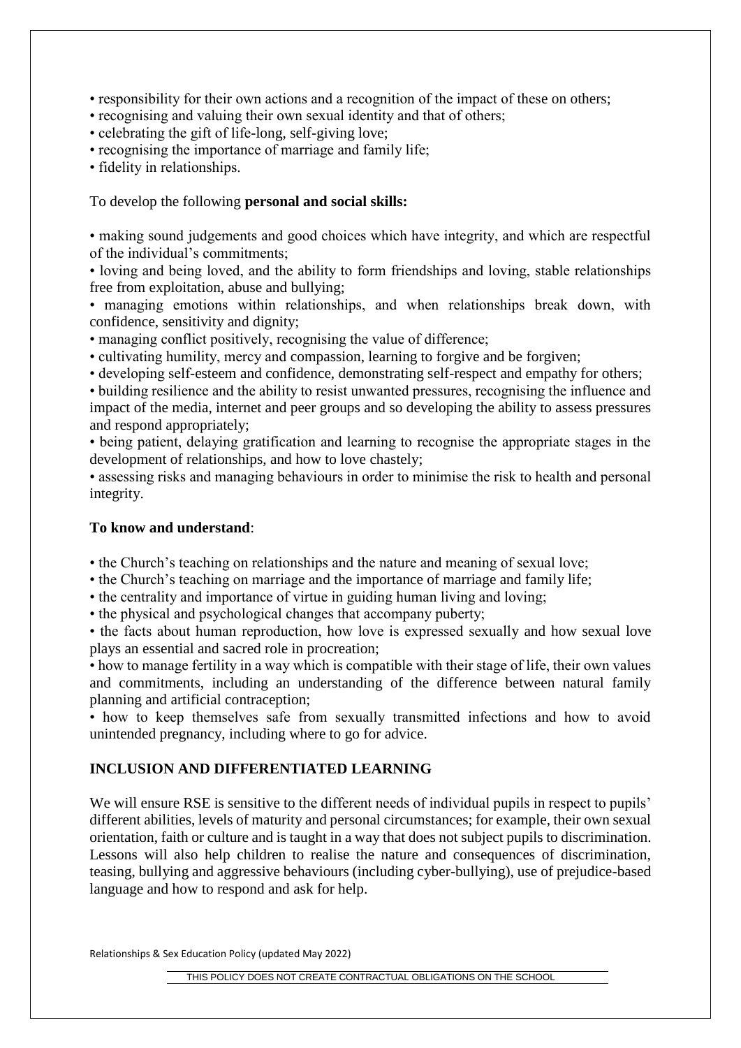- responsibility for their own actions and a recognition of the impact of these on others;
- recognising and valuing their own sexual identity and that of others;
- celebrating the gift of life-long, self-giving love;
- recognising the importance of marriage and family life;
- fidelity in relationships.

To develop the following **personal and social skills:**

- making sound judgements and good choices which have integrity, and which are respectful of the individual's commitments;
- loving and being loved, and the ability to form friendships and loving, stable relationships free from exploitation, abuse and bullying;
- managing emotions within relationships, and when relationships break down, with confidence, sensitivity and dignity;
- managing conflict positively, recognising the value of difference;
- cultivating humility, mercy and compassion, learning to forgive and be forgiven;
- developing self-esteem and confidence, demonstrating self-respect and empathy for others;
- building resilience and the ability to resist unwanted pressures, recognising the influence and impact of the media, internet and peer groups and so developing the ability to assess pressures and respond appropriately;
- being patient, delaying gratification and learning to recognise the appropriate stages in the development of relationships, and how to love chastely;
- assessing risks and managing behaviours in order to minimise the risk to health and personal integrity.

**To know and understand**:

- the Church's teaching on relationships and the nature and meaning of sexual love;
- the Church's teaching on marriage and the importance of marriage and family life;
- the centrality and importance of virtue in guiding human living and loving;
- the physical and psychological changes that accompany puberty;
- the facts about human reproduction, how love is expressed sexually and how sexual love plays an essential and sacred role in procreation;
- how to manage fertility in a way which is compatible with their stage of life, their own values and commitments, including an understanding of the difference between natural family planning and artificial contraception;
- how to keep themselves safe from sexually transmitted infections and how to avoid unintended pregnancy, including where to go for advice.

## INCLUSION AND DIFFERENTIATED LEARNING

We will ensure RSE is sensitive to the different needs of individual pupils in respect to pupils' different abilities, levels of maturity and personal circumstances; for example, their own sexual orientation, faith or culture and is taught in a way that does not subject pupils to discrimination. Lessons will also help children to realise the nature and consequences of discrimination, teasing, bullying and aggressive behaviours (including cyber-bullying), use of prejudice-based language and how to respond and ask for help.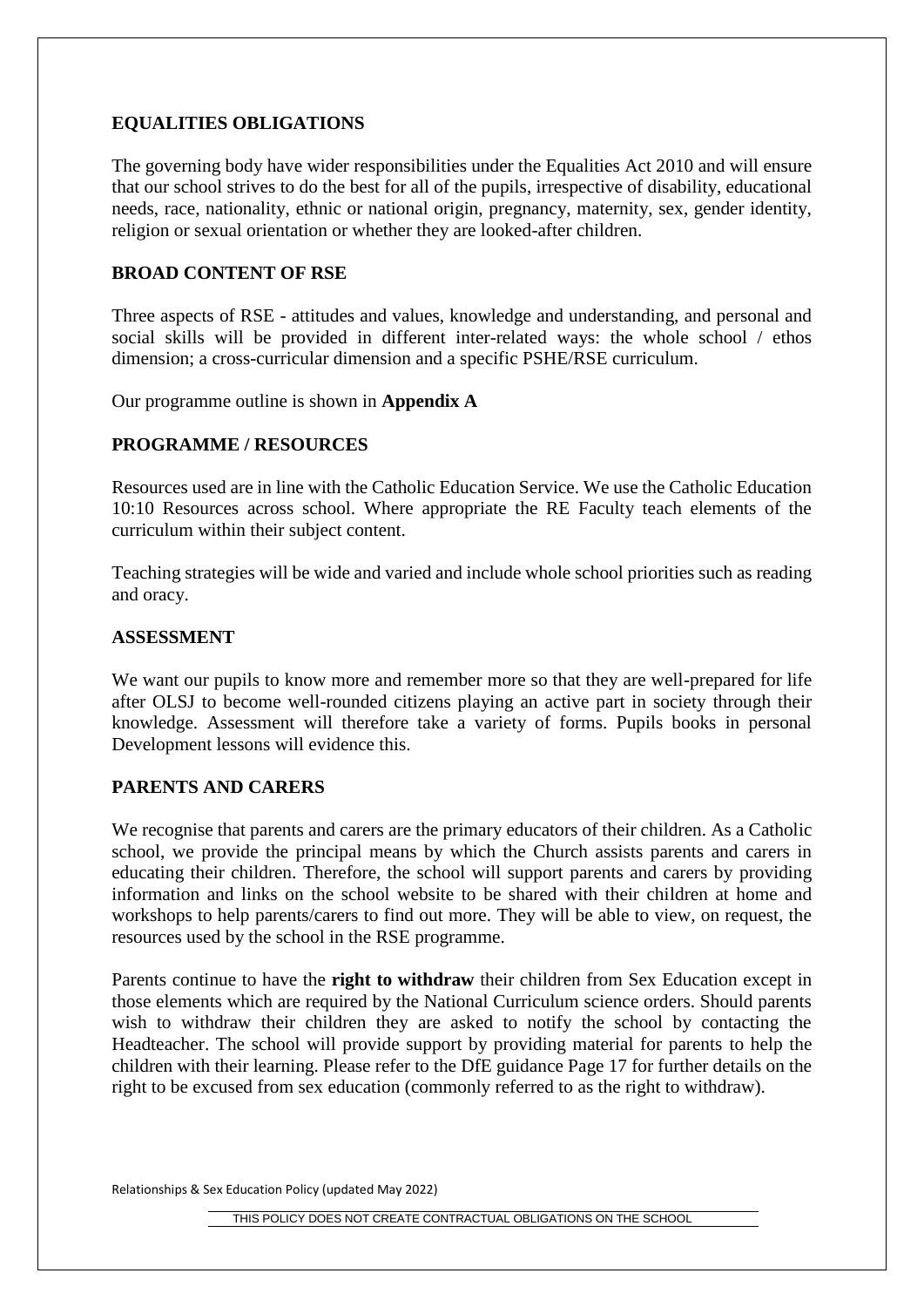## EQUALITIES OBLIGATIONS

The governing body have wider responsibilities under the Equalities Act 2010 and will ensure that our school strives to do the best for all of the pupils, irrespective of disability, educational needs, race, nationality, ethnic or national origin, pregnancy, maternity, sex, gender identity, religion or sexual orientation or whether they are looked-after children.

## BROAD CONTENT OF RSE

Three aspects of RSE - attitudes and values, knowledge and understanding, and personal and social skills will be provided in different inter-related ways: the whole school / ethos dimension; a cross-curricular dimension and a specific PSHE/RSE curriculum.

Our programme outline is shown in **Appendix A**

## PROGRAMME / RESOURCES

Resources used are in line with the Catholic Education Service. We use the Catholic Education 10:10 Resources across school. Where appropriate the RE Faculty teach elements of the curriculum within their subject content.

Teaching strategies will be wide and varied and include whole school priorities such as reading and oracy.

## ASSESSMENT

We want our pupils to know more and remember more so that they are well-prepared for life after OLSJ to become well-rounded citizens playing an active part in society through their knowledge. Assessment will therefore take a variety of forms. Pupils books in personal Development lessons will evidence this.

## PARENTS AND CARERS

We recognise that parents and carers are the primary educators of their children. As a Catholic school, we provide the principal means by which the Church assists parents and carers in educating their children. Therefore, the school will support parents and carers by providing information and links on the school website to be shared with their children at home and workshops to help parents/carers to find out more. They will be able to view, on request, the resources used by the school in the RSE programme.

Parents continue to have the **right to withdraw** their children from Sex Education except in those elements which are required by the National Curriculum science orders. Should parents wish to withdraw their children they are asked to notify the school by contacting the Headteacher. The school will provide support by providing material for parents to help the children with their learning. Please refer to the DfE guidance Page 17 for further details on the right to be excused from sex education (commonly referred to as the right to withdraw).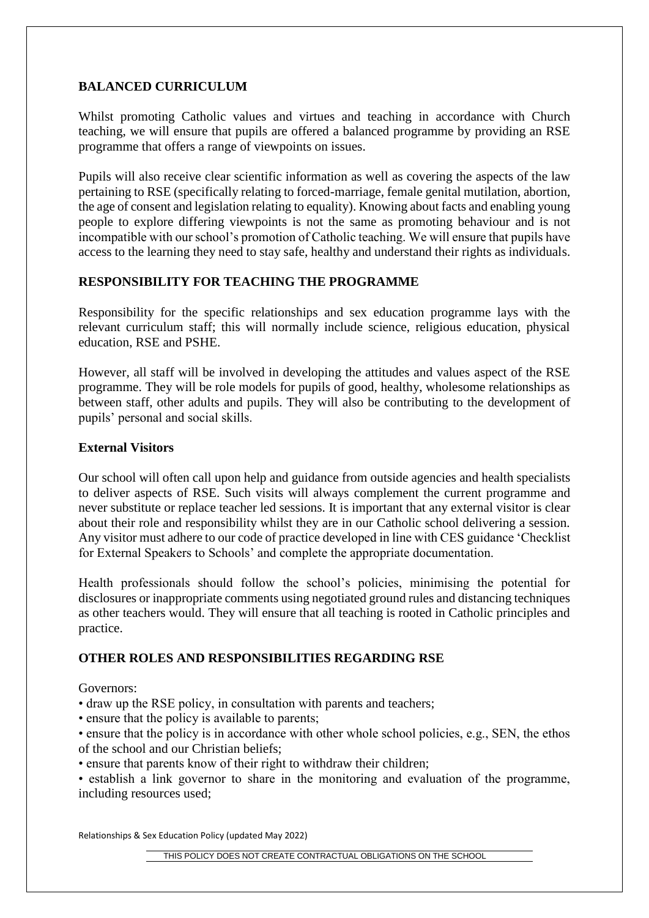## BALANCED CURRICULUM

Whilst promoting Catholic values and virtues and teaching in accordance with Church teaching, we will ensure that pupils are offered a balanced programme by providing an RSE programme that offers a range of viewpoints on issues.

Pupils will also receive clear scientific information as well as covering the aspects of the law pertaining to RSE (specifically relating to forced-marriage, female genital mutilation, abortion, the age of consent and legislation relating to equality). Knowing about facts and enabling young people to explore differing viewpoints is not the same as promoting behaviour and is not incompatible with our school's promotion of Catholic teaching. We will ensure that pupils have access to the learning they need to stay safe, healthy and understand their rights as individuals.

## RESPONSIBILITY FOR TEACHING THE PROGRAMME

Responsibility for the specific relationships and sex education programme lays with the relevant curriculum staff; this will normally include science, religious education, physical education, RSE and PSHE.

However, all staff will be involved in developing the attitudes and values aspect of the RSE programme. They will be role models for pupils of good, healthy, wholesome relationships as between staff, other adults and pupils. They will also be contributing to the development of pupils' personal and social skills.

### External Visitors

Our school will often call upon help and guidance from outside agencies and health specialists to deliver aspects of RSE. Such visits will always complement the current programme and never substitute or replace teacher led sessions. It is important that any external visitor is clear about their role and responsibility whilst they are in our Catholic school delivering a session. Any visitor must adhere to our code of practice developed in line with CES guidance 'Checklist for External Speakers to Schools' and complete the appropriate documentation.

Health professionals should follow the school's policies, minimising the potential for disclosures or inappropriate comments using negotiated ground rules and distancing techniques as other teachers would. They will ensure that all teaching is rooted in Catholic principles and practice.

## OTHER ROLES AND RESPONSIBILITIES REGARDING RSE

Governors:

- draw up the RSE policy, in consultation with parents and teachers;
- ensure that the policy is available to parents;
- ensure that the policy is in accordance with other whole school policies, e.g., SEN, the ethos of the school and our Christian beliefs;
- ensure that parents know of their right to withdraw their children;
- establish a link governor to share in the monitoring and evaluation of the programme, including resources used;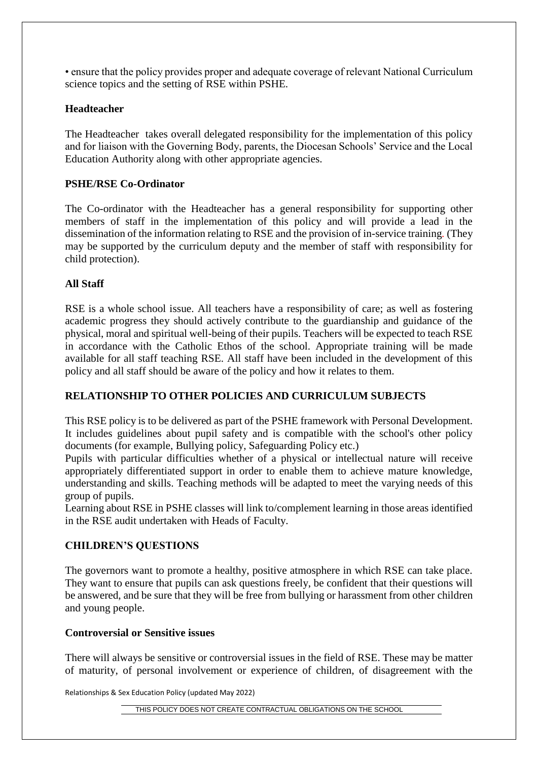• ensure that the policy provides proper and adequate coverage of relevant National Curriculum science topics and the setting of RSE within PSHE.

**Headteacher**

The Headteacher takes overall delegated responsibility for the implementation of this policy and for liaison with the Governing Body, parents, the Diocesan Schools' Service and the Local Education Authority along with other appropriate agencies.

**PSHE/RSE Co-Ordinator**

The Co-ordinator with the Headteacher has a general responsibility for supporting other members of staff in the implementation of this policy and will provide a lead in the dissemination of the information relating to RSE and the provision of in-service training. (They may be supported by the curriculum deputy and the member of staff with responsibility for child protection).

**All Staff**

RSE is a whole school issue. All teachers have a responsibility of care; as well as fostering academic progress they should actively contribute to the guardianship and guidance of the physical, moral and spiritual well-being of their pupils. Teachers will be expected to teach RSE in accordance with the Catholic Ethos of the school. Appropriate training will be made available for all staff teaching RSE. All staff have been included in the development of this policy and all staff should be aware of the policy and how it relates to them.

**RELATIONSHIP TO OTHER POLICIES AND CURRICULUM SUBJECTS**

This RSE policy is to be delivered as part of the PSHE framework with Personal Development. It includes guidelines about pupil safety and is compatible with the school's other policy documents (for example, Bullying policy, Safeguarding Policy etc.)

Pupils with particular difficulties whether of a physical or intellectual nature will receive appropriately differentiated support in order to enable them to achieve mature knowledge, understanding and skills. Teaching methods will be adapted to meet the varying needs of this group of pupils.

Learning about RSE in PSHE classes will link to/complement learning in those areas identified in the RSE audit undertaken with Heads of Faculty.

**CHILDREN'S QUESTIONS**

The governors want to promote a healthy, positive atmosphere in which RSE can take place. They want to ensure that pupils can ask questions freely, be confident that their questions will be answered, and be sure that they will be free from bullying or harassment from other children and young people.

**Controversial or Sensitive issues**

There will always be sensitive or controversial issues in the field of RSE. These may be matter of maturity, of personal involvement or experience of children, of disagreement with the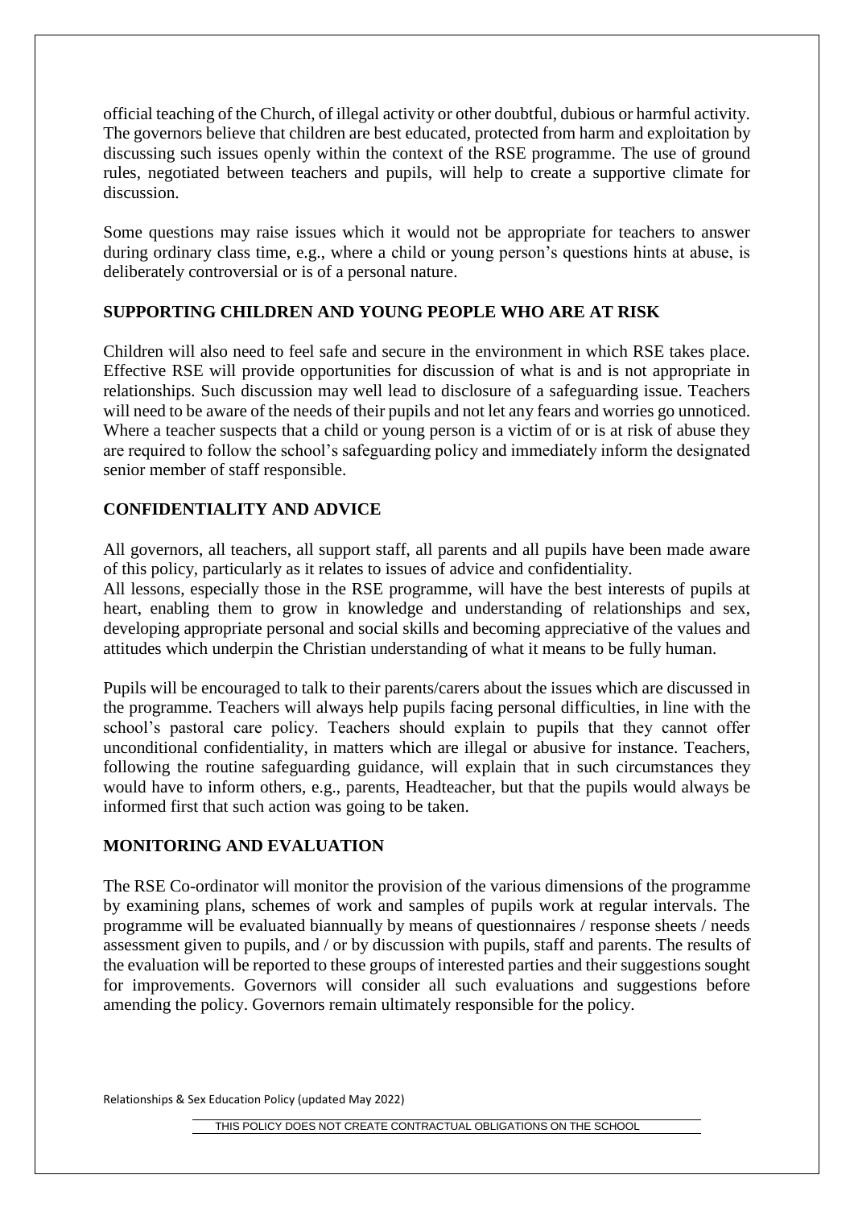official teaching of the Church, of illegal activity or other doubtful, dubious or harmful activity. The governors believe that children are best educated, protected from harm and exploitation by discussing such issues openly within the context of the RSE programme. The use of ground rules, negotiated between teachers and pupils, will help to create a supportive climate for discussion.

Some questions may raise issues which it would not be appropriate for teachers to answer during ordinary class time, e.g., where a child or young person's questions hints at abuse, is deliberately controversial or is of a personal nature.

## SUPPORTING CHILDREN AND YOUNG PEOPLE WHO ARE AT RISK

Children will also need to feel safe and secure in the environment in which RSE takes place. Effective RSE will provide opportunities for discussion of what is and is not appropriate in relationships. Such discussion may well lead to disclosure of a safeguarding issue. Teachers will need to be aware of the needs of their pupils and not let any fears and worries go unnoticed. Where a teacher suspects that a child or young person is a victim of or is at risk of abuse they are required to follow the school's safeguarding policy and immediately inform the designated senior member of staff responsible.

## CONFIDENTIALITY AND ADVICE

All governors, all teachers, all support staff, all parents and all pupils have been made aware of this policy, particularly as it relates to issues of advice and confidentiality.
All lessons, especially those in the RSE programme, will have the best interests of pupils at heart, enabling them to grow in knowledge and understanding of relationships and sex, developing appropriate personal and social skills and becoming appreciative of the values and attitudes which underpin the Christian understanding of what it means to be fully human.

Pupils will be encouraged to talk to their parents/carers about the issues which are discussed in the programme. Teachers will always help pupils facing personal difficulties, in line with the school's pastoral care policy. Teachers should explain to pupils that they cannot offer unconditional confidentiality, in matters which are illegal or abusive for instance. Teachers, following the routine safeguarding guidance, will explain that in such circumstances they would have to inform others, e.g., parents, Headteacher, but that the pupils would always be informed first that such action was going to be taken.

## MONITORING AND EVALUATION

The RSE Co-ordinator will monitor the provision of the various dimensions of the programme by examining plans, schemes of work and samples of pupils work at regular intervals. The programme will be evaluated biannually by means of questionnaires / response sheets / needs assessment given to pupils, and / or by discussion with pupils, staff and parents. The results of the evaluation will be reported to these groups of interested parties and their suggestions sought for improvements. Governors will consider all such evaluations and suggestions before amending the policy. Governors remain ultimately responsible for the policy.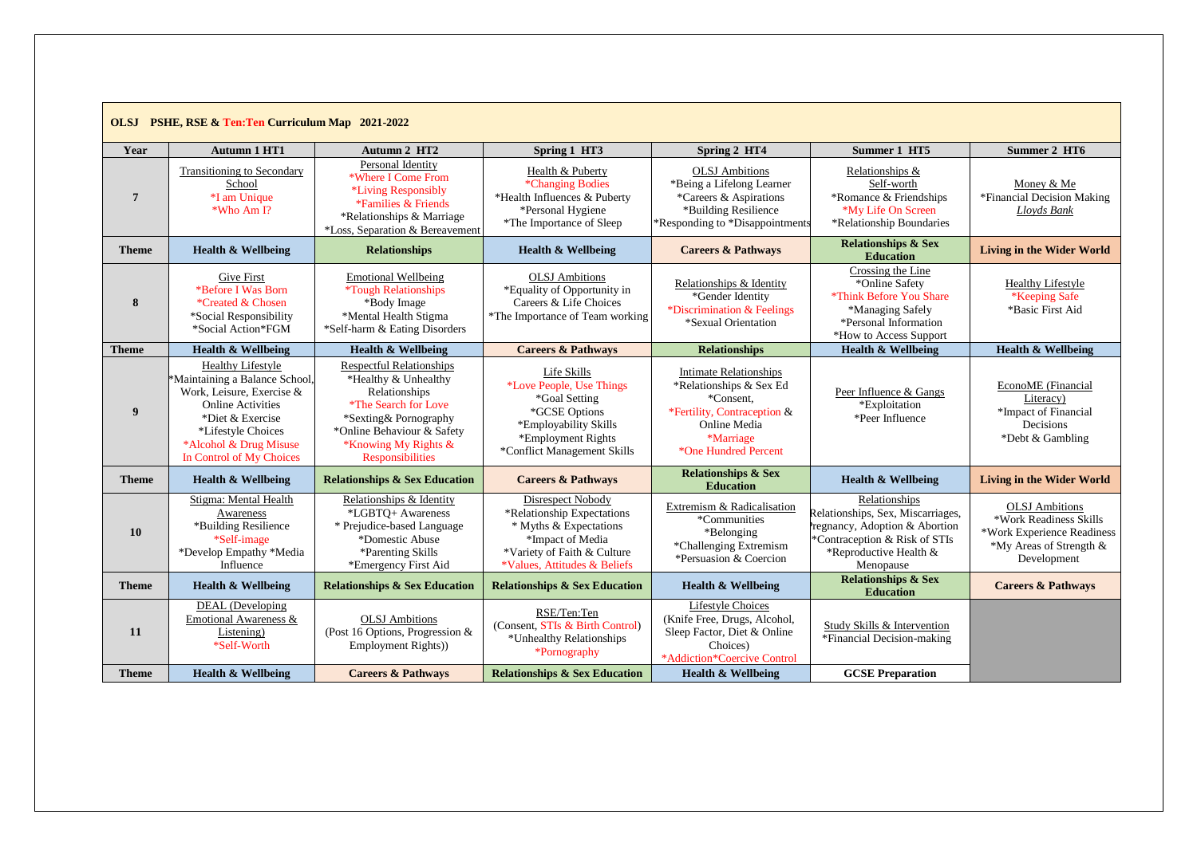**OLSJ PSHE, RSE & Ten:Ten Curriculum Map 2021-2022**

| Year | Autumn 1 HT1 | Autumn 2 HT2 | Spring 1 HT3 | Spring 2 HT4 | Summer 1 HT5 | Summer 2 HT6 |
|---|---|---|---|---|---|---|
| **7** | Transitioning to Secondary School *I am Unique *Who Am I? | Personal Identity *Where I Come From *Living Responsibly *Families & Friends *Relationships & Marriage *Loss, Separation & Bereavement | Health & Puberty *Changing Bodies *Health Influences & Puberty *Personal Hygiene *The Importance of Sleep | OLSJ Ambitions *Being a Lifelong Learner *Careers & Aspirations *Building Resilience *Responding to *Disappointments | Relationships & Self-worth *Romance & Friendships *My Life On Screen *Relationship Boundaries | Money & Me *Financial Decision Making *Lloyds Bank* |
| **Theme** | **Health & Wellbeing** | **Relationships** | **Health & Wellbeing** | **Careers & Pathways** | **Relationships & Sex Education** | **Living in the Wider World** |
| **8** | Give First *Before I Was Born *Created & Chosen *Social Responsibility *Social Action*FGM | Emotional Wellbeing *Tough Relationships *Body Image *Mental Health Stigma *Self-harm & Eating Disorders | OLSJ Ambitions *Equality of Opportunity in Careers & Life Choices *The Importance of Team working | Relationships & Identity *Gender Identity *Discrimination & Feelings *Sexual Orientation | Crossing the Line *Online Safety *Think Before You Share *Managing Safely *Personal Information *How to Access Support | Healthy Lifestyle *Keeping Safe *Basic First Aid |
| **Theme** | **Health & Wellbeing** | **Health & Wellbeing** | **Careers & Pathways** | **Relationships** | **Health & Wellbeing** | **Health & Wellbeing** |
| **9** | Healthy Lifestyle *Maintaining a Balance School, Work, Leisure, Exercise & Online Activities *Diet & Exercise *Lifestyle Choices *Alcohol & Drug Misuse In Control of My Choices | Respectful Relationships *Healthy & Unhealthy Relationships *The Search for Love *Sexting& Pornography *Online Behaviour & Safety *Knowing My Rights & Responsibilities | Life Skills *Love People, Use Things *Goal Setting *GCSE Options *Employability Skills *Employment Rights *Conflict Management Skills | Intimate Relationships *Relationships & Sex Ed *Consent, *Fertility, Contraception & Online Media *Marriage *One Hundred Percent | Peer Influence & Gangs *Exploitation *Peer Influence | EconoME (Financial Literacy) *Impact of Financial Decisions *Debt & Gambling |
| **Theme** | **Health & Wellbeing** | **Relationships & Sex Education** | **Careers & Pathways** | **Relationships & Sex Education** | **Health & Wellbeing** | **Living in the Wider World** |
| **10** | Stigma: Mental Health Awareness *Building Resilience *Self-image *Develop Empathy *Media Influence | Relationships & Identity *LGBTQ+ Awareness * Prejudice-based Language *Domestic Abuse *Parenting Skills *Emergency First Aid | Disrespect Nobody *Relationship Expectations * Myths & Expectations *Impact of Media *Variety of Faith & Culture *Values, Attitudes & Beliefs | Extremism & Radicalisation *Communities *Belonging *Challenging Extremism *Persuasion & Coercion | Relationships Relationships, Sex, Miscarriages, Pregnancy, Adoption & Abortion *Contraception & Risk of STIs *Reproductive Health & Menopause | OLSJ Ambitions *Work Readiness Skills *Work Experience Readiness *My Areas of Strength & Development |
| **Theme** | **Health & Wellbeing** | **Relationships & Sex Education** | **Relationships & Sex Education** | **Health & Wellbeing** | **Relationships & Sex Education** | **Careers & Pathways** |
| **11** | DEAL (Developing Emotional Awareness & Listening) *Self-Worth | OLSJ Ambitions (Post 16 Options, Progression & Employment Rights)) | RSE/Ten:Ten (Consent, STIs & Birth Control) *Unhealthy Relationships *Pornography | Lifestyle Choices (Knife Free, Drugs, Alcohol, Sleep Factor, Diet & Online Choices) *Addiction*Coercive Control | Study Skills & Intervention *Financial Decision-making | |
| **Theme** | **Health & Wellbeing** | **Careers & Pathways** | **Relationships & Sex Education** | **Health & Wellbeing** | **GCSE Preparation** | |